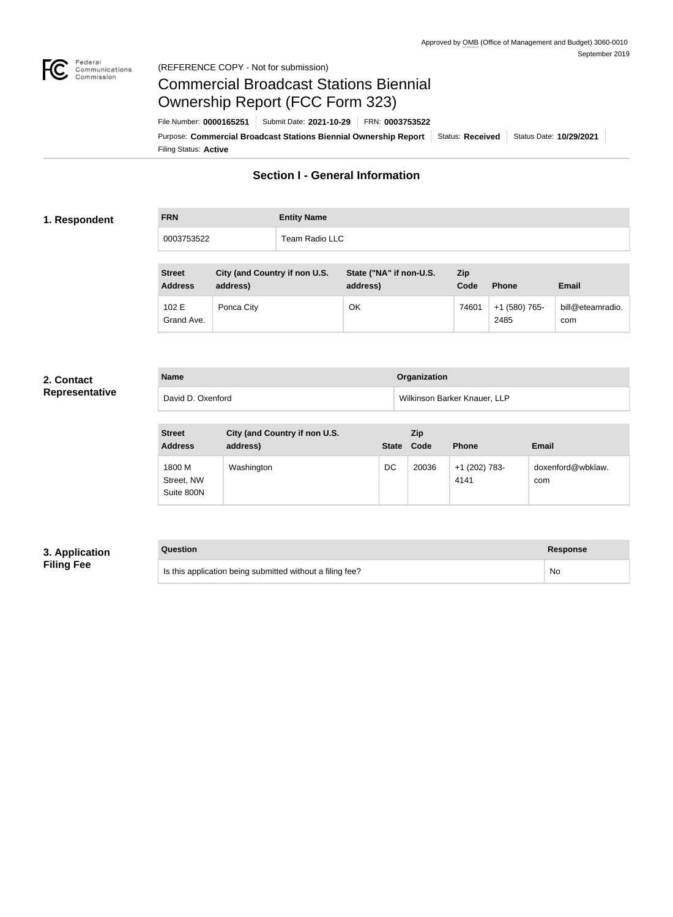Approved by OMB (Office of Management and Budget) 3060-0010
September 2019

(REFERENCE COPY - Not for submission)

# Commercial Broadcast Stations Biennial Ownership Report (FCC Form 323)

File Number: **0000165251** | Submit Date: **2021-10-29** | FRN: **0003753522**

Purpose: **Commercial Broadcast Stations Biennial Ownership Report** | Status: **Received** | Status Date: **10/29/2021**

Filing Status: **Active**

## Section I - General Information

### 1. Respondent

| FRN | Entity Name |
|---|---|
| 0003753522 | Team Radio LLC |

| Street Address | City (and Country if non U.S. address) | State ("NA" if non-U.S. address) | Zip Code | Phone | Email |
|---|---|---|---|---|---|
| 102 E Grand Ave. | Ponca City | OK | 74601 | +1 (580) 765-2485 | bill@eteamradio.com |

### 2. Contact Representative

| Name | Organization |
|---|---|
| David D. Oxenford | Wilkinson Barker Knauer, LLP |

| Street Address | City (and Country if non U.S. address) | State | Zip Code | Phone | Email |
|---|---|---|---|---|---|
| 1800 M Street, NW Suite 800N | Washington | DC | 20036 | +1 (202) 783-4141 | doxenford@wbklaw.com |

### 3. Application Filing Fee

| Question | Response |
|---|---|
| Is this application being submitted without a filing fee? | No |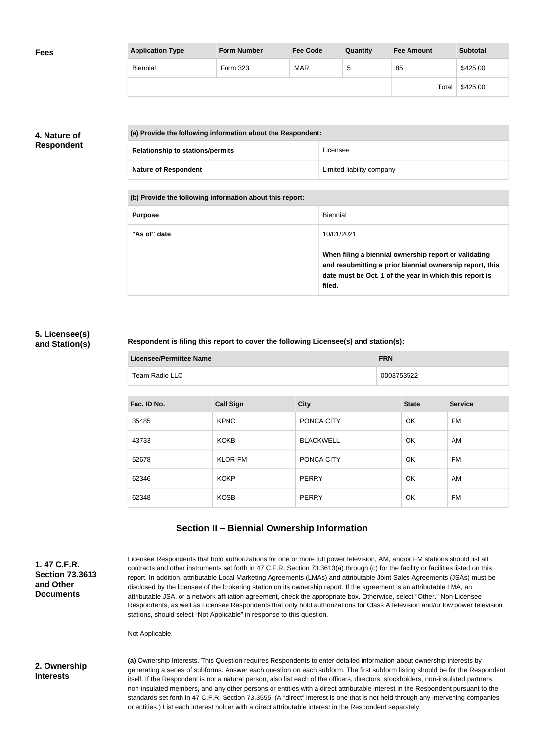## Fees

| Application Type | Form Number | Fee Code | Quantity | Fee Amount | Subtotal |
|---|---|---|---|---|---|
| Biennial | Form 323 | MAR | 5 | 85 | $425.00 |
| | | | | Total | $425.00 |

## 4. Nature of Respondent

| (a) Provide the following information about the Respondent: | |
|---|---|
| **Relationship to stations/permits** | Licensee |
| **Nature of Respondent** | Limited liability company |

| (b) Provide the following information about this report: | |
|---|---|
| **Purpose** | Biennial |
| **"As of" date** | 10/01/2021<br><br>**When filing a biennial ownership report or validating and resubmitting a prior biennial ownership report, this date must be Oct. 1 of the year in which this report is filed.** |

## 5. Licensee(s) and Station(s)

**Respondent is filing this report to cover the following Licensee(s) and station(s):**

| Licensee/Permittee Name | FRN |
|---|---|
| Team Radio LLC | 0003753522 |

| Fac. ID No. | Call Sign | City | State | Service |
|---|---|---|---|---|
| 35485 | KPNC | PONCA CITY | OK | FM |
| 43733 | KOKB | BLACKWELL | OK | AM |
| 52678 | KLOR-FM | PONCA CITY | OK | FM |
| 62346 | KOKP | PERRY | OK | AM |
| 62348 | KOSB | PERRY | OK | FM |

# Section II – Biennial Ownership Information

## 1. 47 C.F.R. Section 73.3613 and Other Documents

Licensee Respondents that hold authorizations for one or more full power television, AM, and/or FM stations should list all contracts and other instruments set forth in 47 C.F.R. Section 73.3613(a) through (c) for the facility or facilities listed on this report. In addition, attributable Local Marketing Agreements (LMAs) and attributable Joint Sales Agreements (JSAs) must be disclosed by the licensee of the brokering station on its ownership report. If the agreement is an attributable LMA, an attributable JSA, or a network affiliation agreement, check the appropriate box. Otherwise, select "Other." Non-Licensee Respondents, as well as Licensee Respondents that only hold authorizations for Class A television and/or low power television stations, should select "Not Applicable" in response to this question.

Not Applicable.

## 2. Ownership Interests

**(a)** Ownership Interests. This Question requires Respondents to enter detailed information about ownership interests by generating a series of subforms. Answer each question on each subform. The first subform listing should be for the Respondent itself. If the Respondent is not a natural person, also list each of the officers, directors, stockholders, non-insulated partners, non-insulated members, and any other persons or entities with a direct attributable interest in the Respondent pursuant to the standards set forth in 47 C.F.R. Section 73.3555. (A "direct" interest is one that is not held through any intervening companies or entities.) List each interest holder with a direct attributable interest in the Respondent separately.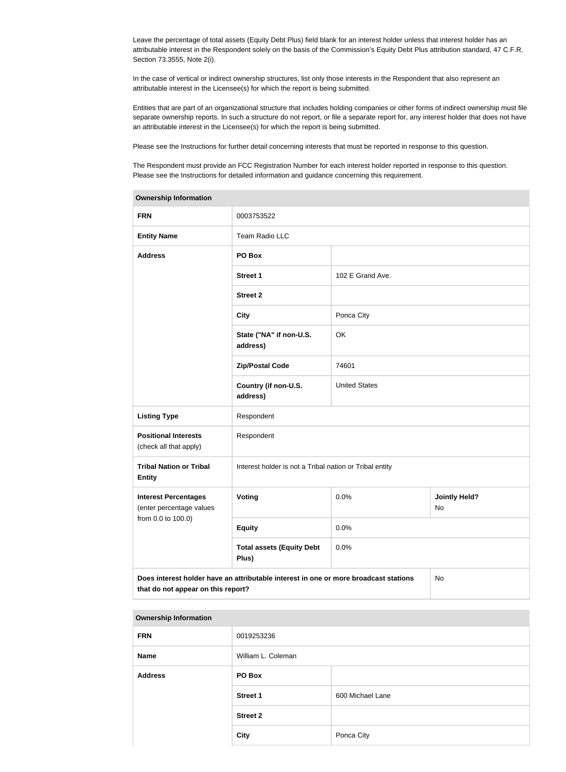Leave the percentage of total assets (Equity Debt Plus) field blank for an interest holder unless that interest holder has an attributable interest in the Respondent solely on the basis of the Commission's Equity Debt Plus attribution standard, 47 C.F.R. Section 73.3555, Note 2(i).

In the case of vertical or indirect ownership structures, list only those interests in the Respondent that also represent an attributable interest in the Licensee(s) for which the report is being submitted.

Entities that are part of an organizational structure that includes holding companies or other forms of indirect ownership must file separate ownership reports. In such a structure do not report, or file a separate report for, any interest holder that does not have an attributable interest in the Licensee(s) for which the report is being submitted.

Please see the Instructions for further detail concerning interests that must be reported in response to this question.

The Respondent must provide an FCC Registration Number for each interest holder reported in response to this question. Please see the Instructions for detailed information and guidance concerning this requirement.

| **Ownership Information** | | | |
|---|---|---|---|
| **FRN** | 0003753522 | | |
| **Entity Name** | Team Radio LLC | | |
| **Address** | **PO Box** | | |
| | **Street 1** | 102 E Grand Ave. | |
| | **Street 2** | | |
| | **City** | Ponca City | |
| | **State ("NA" if non-U.S. address)** | OK | |
| | **Zip/Postal Code** | 74601 | |
| | **Country (if non-U.S. address)** | United States | |
| **Listing Type** | Respondent | | |
| **Positional Interests** (check all that apply) | Respondent | | |
| **Tribal Nation or Tribal Entity** | Interest holder is not a Tribal nation or Tribal entity | | |
| **Interest Percentages** (enter percentage values from 0.0 to 100.0) | **Voting** | 0.0% | **Jointly Held?** No |
| | **Equity** | 0.0% | |
| | **Total assets (Equity Debt Plus)** | 0.0% | |
| **Does interest holder have an attributable interest in one or more broadcast stations that do not appear on this report?** | | | No |

| **Ownership Information** | | |
|---|---|---|
| **FRN** | 0019253236 | |
| **Name** | William L. Coleman | |
| **Address** | **PO Box** | |
| | **Street 1** | 600 Michael Lane |
| | **Street 2** | |
| | **City** | Ponca City |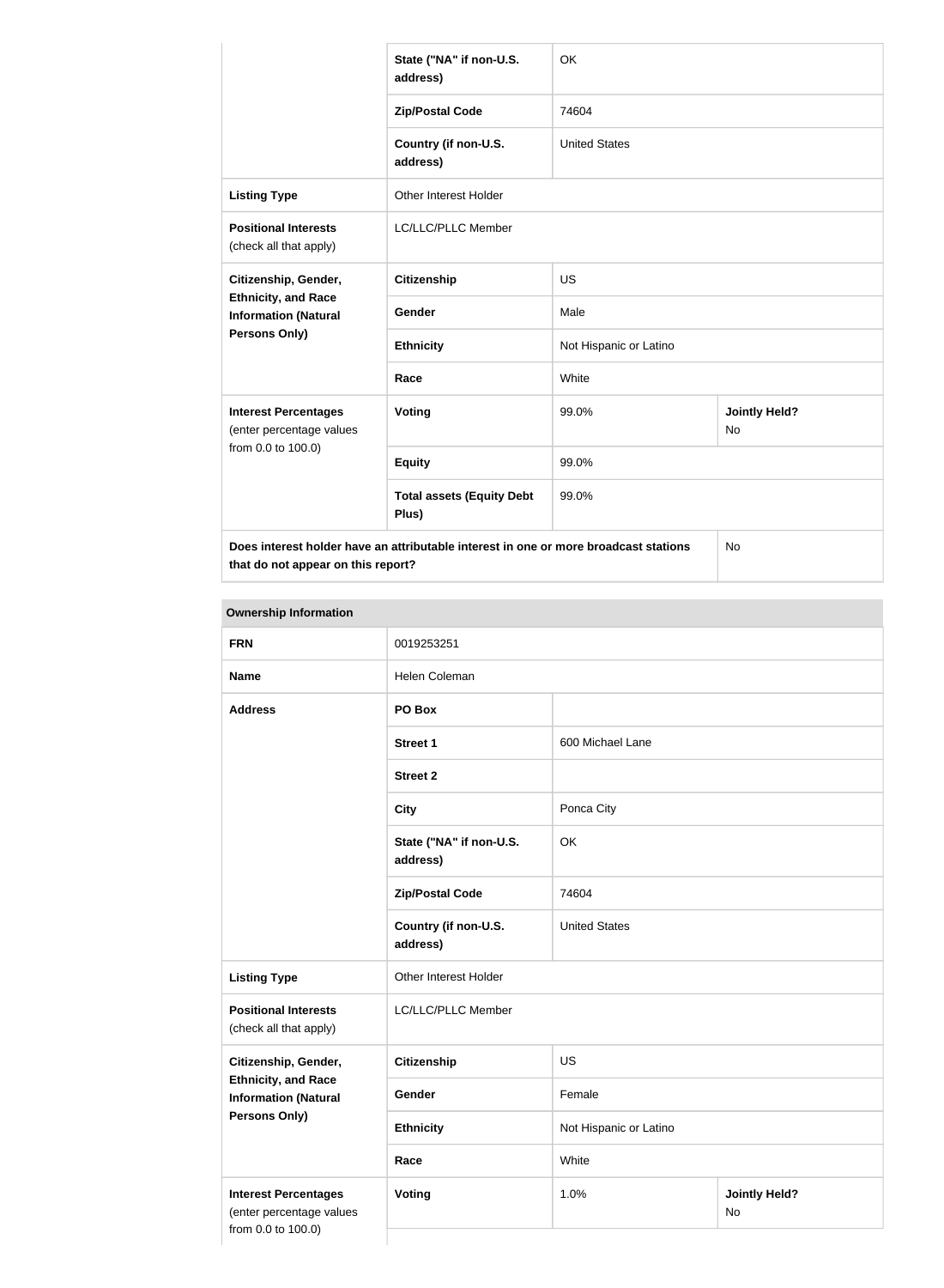| | | | |
|---|---|---|---|
| | State ("NA" if non-U.S. address) | OK | |
| | Zip/Postal Code | 74604 | |
| | Country (if non-U.S. address) | United States | |
| **Listing Type** | Other Interest Holder | | |
| **Positional Interests** (check all that apply) | LC/LLC/PLLC Member | | |
| **Citizenship, Gender, Ethnicity, and Race Information (Natural Persons Only)** | **Citizenship** | US | |
| | **Gender** | Male | |
| | **Ethnicity** | Not Hispanic or Latino | |
| | **Race** | White | |
| **Interest Percentages** (enter percentage values from 0.0 to 100.0) | **Voting** | 99.0% | **Jointly Held?** No |
| | **Equity** | 99.0% | |
| | **Total assets (Equity Debt Plus)** | 99.0% | |
| **Does interest holder have an attributable interest in one or more broadcast stations that do not appear on this report?** | | | No |

| **Ownership Information** | | | |
|---|---|---|---|
| **FRN** | 0019253251 | | |
| **Name** | Helen Coleman | | |
| **Address** | **PO Box** | | |
| | **Street 1** | 600 Michael Lane | |
| | **Street 2** | | |
| | **City** | Ponca City | |
| | **State ("NA" if non-U.S. address)** | OK | |
| | **Zip/Postal Code** | 74604 | |
| | **Country (if non-U.S. address)** | United States | |
| **Listing Type** | Other Interest Holder | | |
| **Positional Interests** (check all that apply) | LC/LLC/PLLC Member | | |
| **Citizenship, Gender, Ethnicity, and Race Information (Natural Persons Only)** | **Citizenship** | US | |
| | **Gender** | Female | |
| | **Ethnicity** | Not Hispanic or Latino | |
| | **Race** | White | |
| **Interest Percentages** (enter percentage values from 0.0 to 100.0) | **Voting** | 1.0% | **Jointly Held?** No |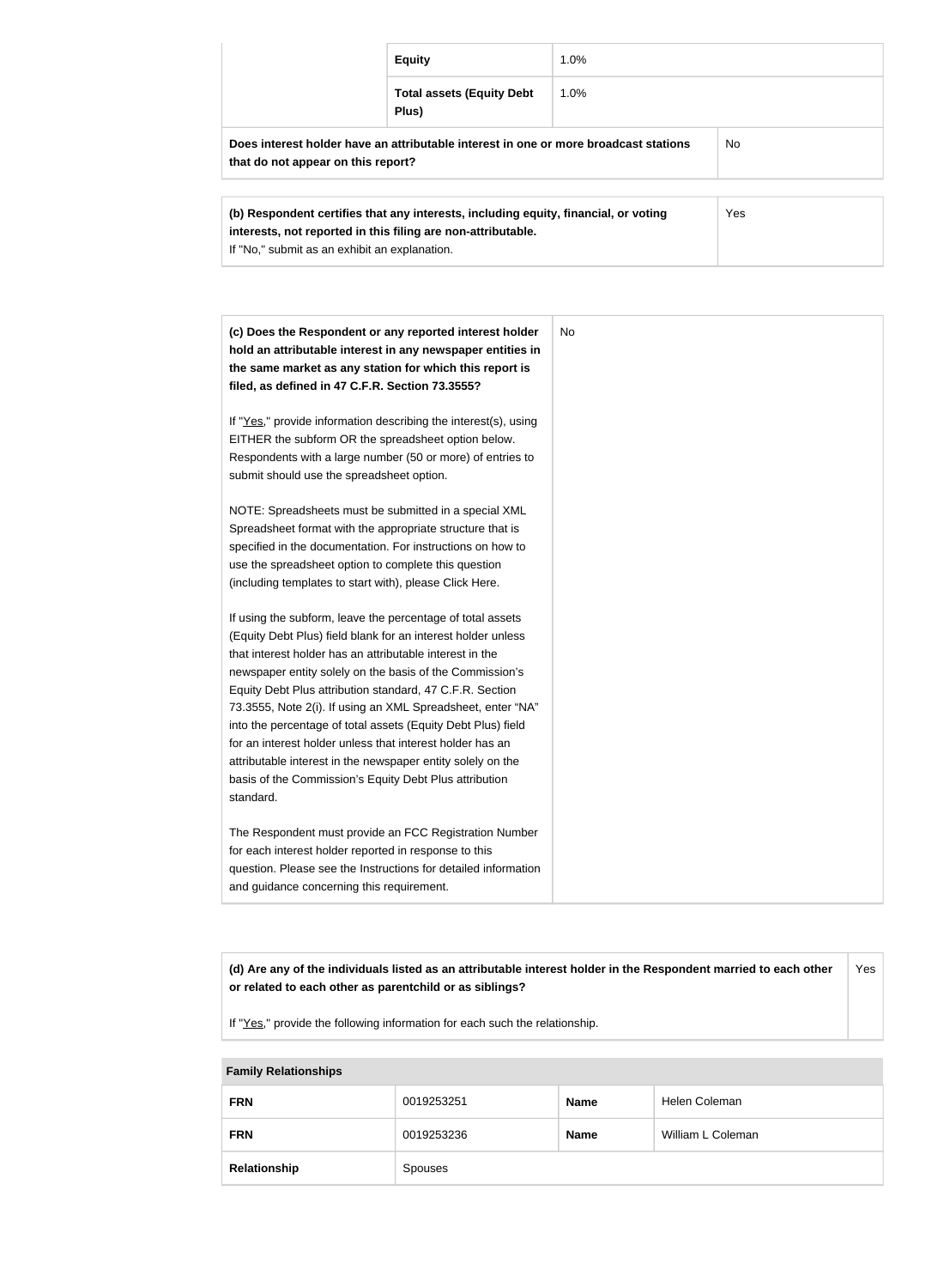| | | |
|---|---|---|
| | **Equity** | 1.0% |
| | **Total assets (Equity Debt Plus)** | 1.0% |
| **Does interest holder have an attributable interest in one or more broadcast stations that do not appear on this report?** | | No |

| | |
|---|---|
| **(b) Respondent certifies that any interests, including equity, financial, or voting interests, not reported in this filing are non-attributable.**<br>If "No," submit as an exhibit an explanation. | Yes |

| | |
|---|---|
| **(c) Does the Respondent or any reported interest holder hold an attributable interest in any newspaper entities in the same market as any station for which this report is filed, as defined in 47 C.F.R. Section 73.3555?**<br><br>If "Yes," provide information describing the interest(s), using EITHER the subform OR the spreadsheet option below. Respondents with a large number (50 or more) of entries to submit should use the spreadsheet option.<br><br>NOTE: Spreadsheets must be submitted in a special XML Spreadsheet format with the appropriate structure that is specified in the documentation. For instructions on how to use the spreadsheet option to complete this question (including templates to start with), please Click Here.<br><br>If using the subform, leave the percentage of total assets (Equity Debt Plus) field blank for an interest holder unless that interest holder has an attributable interest in the newspaper entity solely on the basis of the Commission's Equity Debt Plus attribution standard, 47 C.F.R. Section 73.3555, Note 2(i). If using an XML Spreadsheet, enter "NA" into the percentage of total assets (Equity Debt Plus) field for an interest holder unless that interest holder has an attributable interest in the newspaper entity solely on the basis of the Commission's Equity Debt Plus attribution standard.<br><br>The Respondent must provide an FCC Registration Number for each interest holder reported in response to this question. Please see the Instructions for detailed information and guidance concerning this requirement. | No |

| | |
|---|---|
| **(d) Are any of the individuals listed as an attributable interest holder in the Respondent married to each other or related to each other as parentchild or as siblings?**<br><br>If "Yes," provide the following information for each such the relationship. | Yes |

| **Family Relationships** | | | |
|---|---|---|---|
| **FRN** | 0019253251 | **Name** | Helen Coleman |
| **FRN** | 0019253236 | **Name** | William L Coleman |
| **Relationship** | Spouses | | |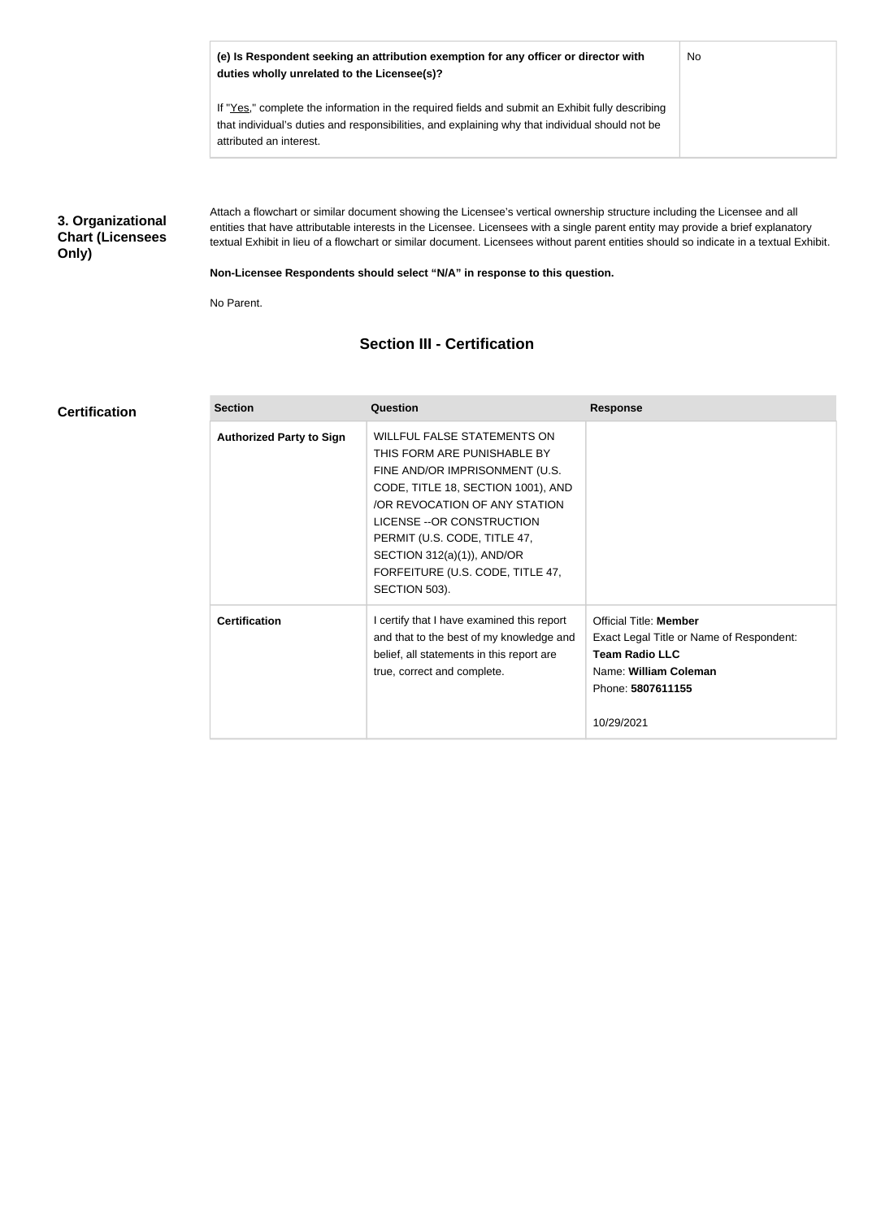| | |
|---|---|
| **(e) Is Respondent seeking an attribution exemption for any officer or director with duties wholly unrelated to the Licensee(s)?**<br><br>If "Yes," complete the information in the required fields and submit an Exhibit fully describing that individual's duties and responsibilities, and explaining why that individual should not be attributed an interest. | No |

**3. Organizational Chart (Licensees Only)**

Attach a flowchart or similar document showing the Licensee's vertical ownership structure including the Licensee and all entities that have attributable interests in the Licensee. Licensees with a single parent entity may provide a brief explanatory textual Exhibit in lieu of a flowchart or similar document. Licensees without parent entities should so indicate in a textual Exhibit.

**Non-Licensee Respondents should select "N/A" in response to this question.**

No Parent.

## Section III - Certification

**Certification**

| Section | Question | Response |
|---|---|---|
| **Authorized Party to Sign** | WILLFUL FALSE STATEMENTS ON THIS FORM ARE PUNISHABLE BY FINE AND/OR IMPRISONMENT (U.S. CODE, TITLE 18, SECTION 1001), AND /OR REVOCATION OF ANY STATION LICENSE --OR CONSTRUCTION PERMIT (U.S. CODE, TITLE 47, SECTION 312(a)(1)), AND/OR FORFEITURE (U.S. CODE, TITLE 47, SECTION 503). | |
| **Certification** | I certify that I have examined this report and that to the best of my knowledge and belief, all statements in this report are true, correct and complete. | Official Title: **Member**<br>Exact Legal Title or Name of Respondent: **Team Radio LLC**<br>Name: **William Coleman**<br>Phone: **5807611155**<br><br>10/29/2021 |